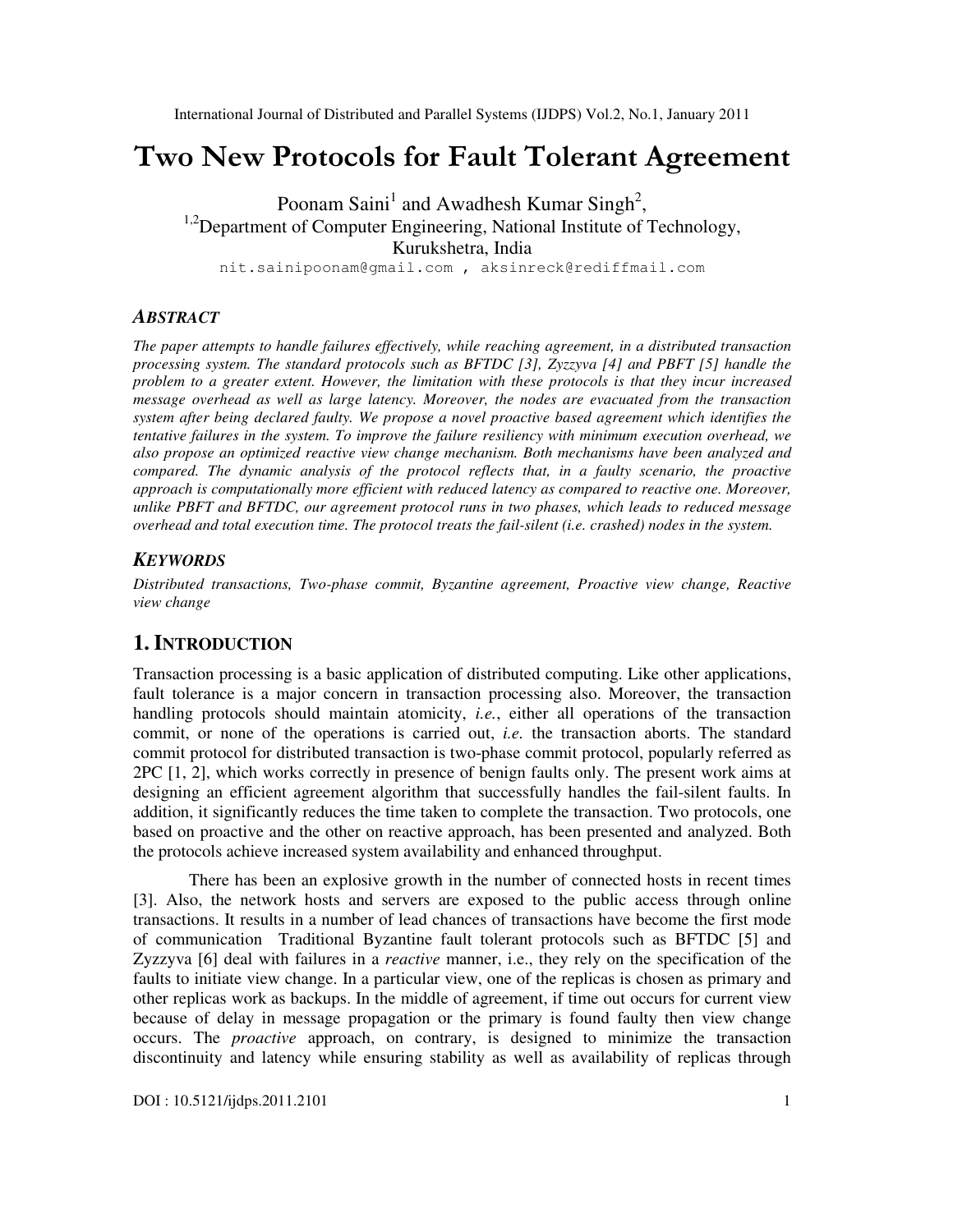# Two New Protocols for Fault Tolerant Agreement

Poonam Saini[1] and Awadhesh Kumar Singh[2],

[1,2]Department of Computer Engineering, National Institute of Technology, Kurukshetra, India

nit.sainipoonam@gmail.com , aksinreck@rediffmail.com

### ABSTRACT

*The paper attempts to handle failures effectively, while reaching agreement, in a distributed transaction processing system. The standard protocols such as BFTDC [3], Zyzzyva [4] and PBFT [5] handle the problem to a greater extent. However, the limitation with these protocols is that they incur increased message overhead as well as large latency. Moreover, the nodes are evacuated from the transaction system after being declared faulty. We propose a novel proactive based agreement which identifies the tentative failures in the system. To improve the failure resiliency with minimum execution overhead, we also propose an optimized reactive view change mechanism. Both mechanisms have been analyzed and compared. The dynamic analysis of the protocol reflects that, in a faulty scenario, the proactive approach is computationally more efficient with reduced latency as compared to reactive one. Moreover, unlike PBFT and BFTDC, our agreement protocol runs in two phases, which leads to reduced message overhead and total execution time. The protocol treats the fail-silent (i.e. crashed) nodes in the system.*

### KEYWORDS

*Distributed transactions, Two-phase commit, Byzantine agreement, Proactive view change, Reactive view change*

## 1. INTRODUCTION

Transaction processing is a basic application of distributed computing. Like other applications, fault tolerance is a major concern in transaction processing also. Moreover, the transaction handling protocols should maintain atomicity, *i.e.*, either all operations of the transaction commit, or none of the operations is carried out, *i.e.* the transaction aborts. The standard commit protocol for distributed transaction is two-phase commit protocol, popularly referred as 2PC [1, 2], which works correctly in presence of benign faults only. The present work aims at designing an efficient agreement algorithm that successfully handles the fail-silent faults. In addition, it significantly reduces the time taken to complete the transaction. Two protocols, one based on proactive and the other on reactive approach, has been presented and analyzed. Both the protocols achieve increased system availability and enhanced throughput.

There has been an explosive growth in the number of connected hosts in recent times [3]. Also, the network hosts and servers are exposed to the public access through online transactions. It results in a number of lead chances of transactions have become the first mode of communication Traditional Byzantine fault tolerant protocols such as BFTDC [5] and Zyzzyva [6] deal with failures in a *reactive* manner, i.e., they rely on the specification of the faults to initiate view change. In a particular view, one of the replicas is chosen as primary and other replicas work as backups. In the middle of agreement, if time out occurs for current view because of delay in message propagation or the primary is found faulty then view change occurs. The *proactive* approach, on contrary, is designed to minimize the transaction discontinuity and latency while ensuring stability as well as availability of replicas through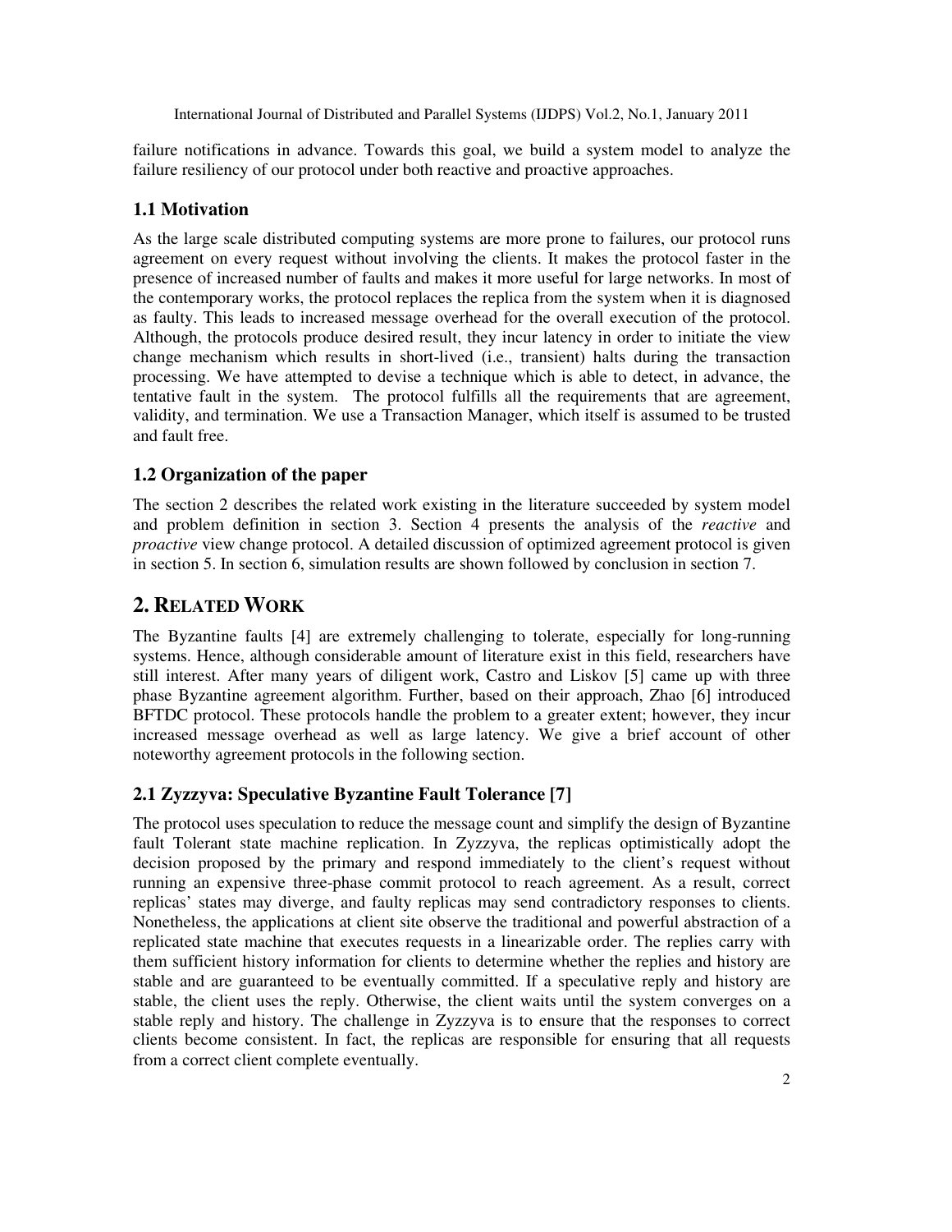failure notifications in advance. Towards this goal, we build a system model to analyze the failure resiliency of our protocol under both reactive and proactive approaches.

### 1.1 Motivation

As the large scale distributed computing systems are more prone to failures, our protocol runs agreement on every request without involving the clients. It makes the protocol faster in the presence of increased number of faults and makes it more useful for large networks. In most of the contemporary works, the protocol replaces the replica from the system when it is diagnosed as faulty. This leads to increased message overhead for the overall execution of the protocol. Although, the protocols produce desired result, they incur latency in order to initiate the view change mechanism which results in short-lived (i.e., transient) halts during the transaction processing. We have attempted to devise a technique which is able to detect, in advance, the tentative fault in the system. The protocol fulfills all the requirements that are agreement, validity, and termination. We use a Transaction Manager, which itself is assumed to be trusted and fault free.

### 1.2 Organization of the paper

The section 2 describes the related work existing in the literature succeeded by system model and problem definition in section 3. Section 4 presents the analysis of the *reactive* and *proactive* view change protocol. A detailed discussion of optimized agreement protocol is given in section 5. In section 6, simulation results are shown followed by conclusion in section 7.

## 2. RELATED WORK

The Byzantine faults [4] are extremely challenging to tolerate, especially for long-running systems. Hence, although considerable amount of literature exist in this field, researchers have still interest. After many years of diligent work, Castro and Liskov [5] came up with three phase Byzantine agreement algorithm. Further, based on their approach, Zhao [6] introduced BFTDC protocol. These protocols handle the problem to a greater extent; however, they incur increased message overhead as well as large latency. We give a brief account of other noteworthy agreement protocols in the following section.

### 2.1 Zyzzyva: Speculative Byzantine Fault Tolerance [7]

The protocol uses speculation to reduce the message count and simplify the design of Byzantine fault Tolerant state machine replication. In Zyzzyva, the replicas optimistically adopt the decision proposed by the primary and respond immediately to the client's request without running an expensive three-phase commit protocol to reach agreement. As a result, correct replicas' states may diverge, and faulty replicas may send contradictory responses to clients. Nonetheless, the applications at client site observe the traditional and powerful abstraction of a replicated state machine that executes requests in a linearizable order. The replies carry with them sufficient history information for clients to determine whether the replies and history are stable and are guaranteed to be eventually committed. If a speculative reply and history are stable, the client uses the reply. Otherwise, the client waits until the system converges on a stable reply and history. The challenge in Zyzzyva is to ensure that the responses to correct clients become consistent. In fact, the replicas are responsible for ensuring that all requests from a correct client complete eventually.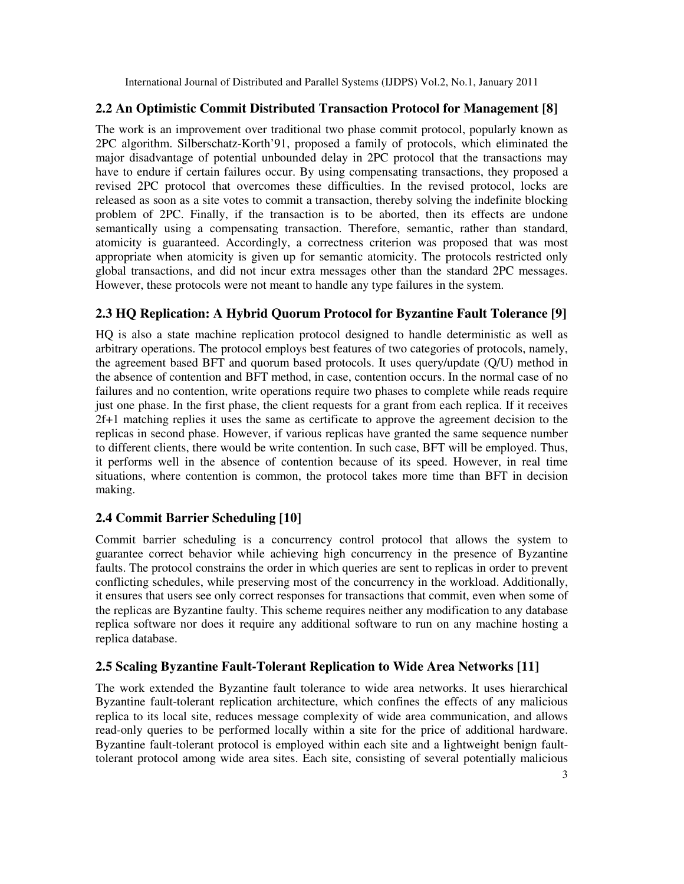## 2.2 An Optimistic Commit Distributed Transaction Protocol for Management [8]

The work is an improvement over traditional two phase commit protocol, popularly known as 2PC algorithm. Silberschatz-Korth'91, proposed a family of protocols, which eliminated the major disadvantage of potential unbounded delay in 2PC protocol that the transactions may have to endure if certain failures occur. By using compensating transactions, they proposed a revised 2PC protocol that overcomes these difficulties. In the revised protocol, locks are released as soon as a site votes to commit a transaction, thereby solving the indefinite blocking problem of 2PC. Finally, if the transaction is to be aborted, then its effects are undone semantically using a compensating transaction. Therefore, semantic, rather than standard, atomicity is guaranteed. Accordingly, a correctness criterion was proposed that was most appropriate when atomicity is given up for semantic atomicity. The protocols restricted only global transactions, and did not incur extra messages other than the standard 2PC messages. However, these protocols were not meant to handle any type failures in the system.

## 2.3 HQ Replication: A Hybrid Quorum Protocol for Byzantine Fault Tolerance [9]

HQ is also a state machine replication protocol designed to handle deterministic as well as arbitrary operations. The protocol employs best features of two categories of protocols, namely, the agreement based BFT and quorum based protocols. It uses query/update (Q/U) method in the absence of contention and BFT method, in case, contention occurs. In the normal case of no failures and no contention, write operations require two phases to complete while reads require just one phase. In the first phase, the client requests for a grant from each replica. If it receives 2f+1 matching replies it uses the same as certificate to approve the agreement decision to the replicas in second phase. However, if various replicas have granted the same sequence number to different clients, there would be write contention. In such case, BFT will be employed. Thus, it performs well in the absence of contention because of its speed. However, in real time situations, where contention is common, the protocol takes more time than BFT in decision making.

## 2.4 Commit Barrier Scheduling [10]

Commit barrier scheduling is a concurrency control protocol that allows the system to guarantee correct behavior while achieving high concurrency in the presence of Byzantine faults. The protocol constrains the order in which queries are sent to replicas in order to prevent conflicting schedules, while preserving most of the concurrency in the workload. Additionally, it ensures that users see only correct responses for transactions that commit, even when some of the replicas are Byzantine faulty. This scheme requires neither any modification to any database replica software nor does it require any additional software to run on any machine hosting a replica database.

## 2.5 Scaling Byzantine Fault-Tolerant Replication to Wide Area Networks [11]

The work extended the Byzantine fault tolerance to wide area networks. It uses hierarchical Byzantine fault-tolerant replication architecture, which confines the effects of any malicious replica to its local site, reduces message complexity of wide area communication, and allows read-only queries to be performed locally within a site for the price of additional hardware. Byzantine fault-tolerant protocol is employed within each site and a lightweight benign fault-tolerant protocol among wide area sites. Each site, consisting of several potentially malicious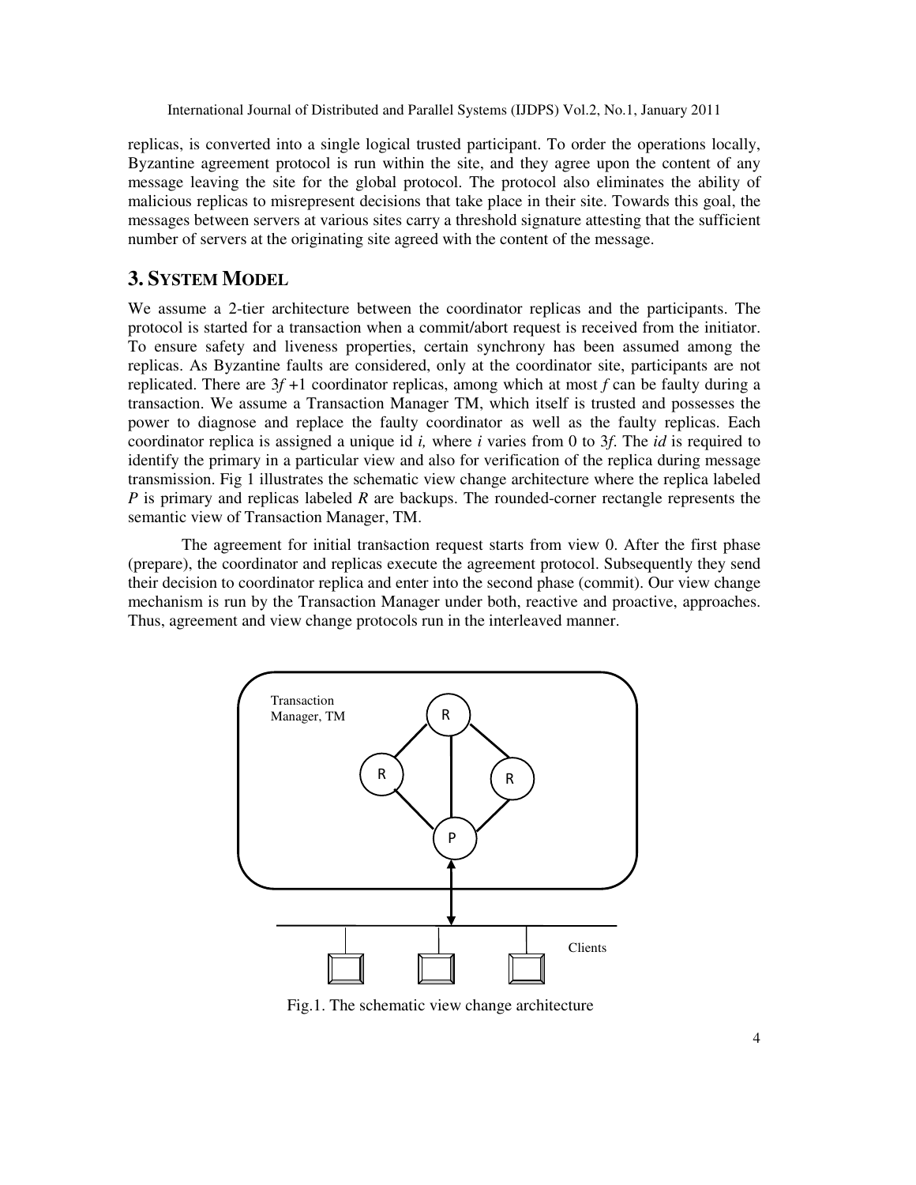replicas, is converted into a single logical trusted participant. To order the operations locally, Byzantine agreement protocol is run within the site, and they agree upon the content of any message leaving the site for the global protocol. The protocol also eliminates the ability of malicious replicas to misrepresent decisions that take place in their site. Towards this goal, the messages between servers at various sites carry a threshold signature attesting that the sufficient number of servers at the originating site agreed with the content of the message.

## 3. SYSTEM MODEL

We assume a 2-tier architecture between the coordinator replicas and the participants. The protocol is started for a transaction when a commit/abort request is received from the initiator. To ensure safety and liveness properties, certain synchrony has been assumed among the replicas. As Byzantine faults are considered, only at the coordinator site, participants are not replicated. There are $3f+1$ coordinator replicas, among which at most $f$ can be faulty during a transaction. We assume a Transaction Manager TM, which itself is trusted and possesses the power to diagnose and replace the faulty coordinator as well as the faulty replicas. Each coordinator replica is assigned a unique id $i$, where $i$ varies from 0 to $3f$. The *id* is required to identify the primary in a particular view and also for verification of the replica during message transmission. Fig 1 illustrates the schematic view change architecture where the replica labeled *P* is primary and replicas labeled *R* are backups. The rounded-corner rectangle represents the semantic view of Transaction Manager, TM.

The agreement for initial transaction request starts from view 0. After the first phase (prepare), the coordinator and replicas execute the agreement protocol. Subsequently they send their decision to coordinator replica and enter into the second phase (commit). Our view change mechanism is run by the Transaction Manager under both, reactive and proactive, approaches. Thus, agreement and view change protocols run in the interleaved manner.

Fig.1. The schematic view change architecture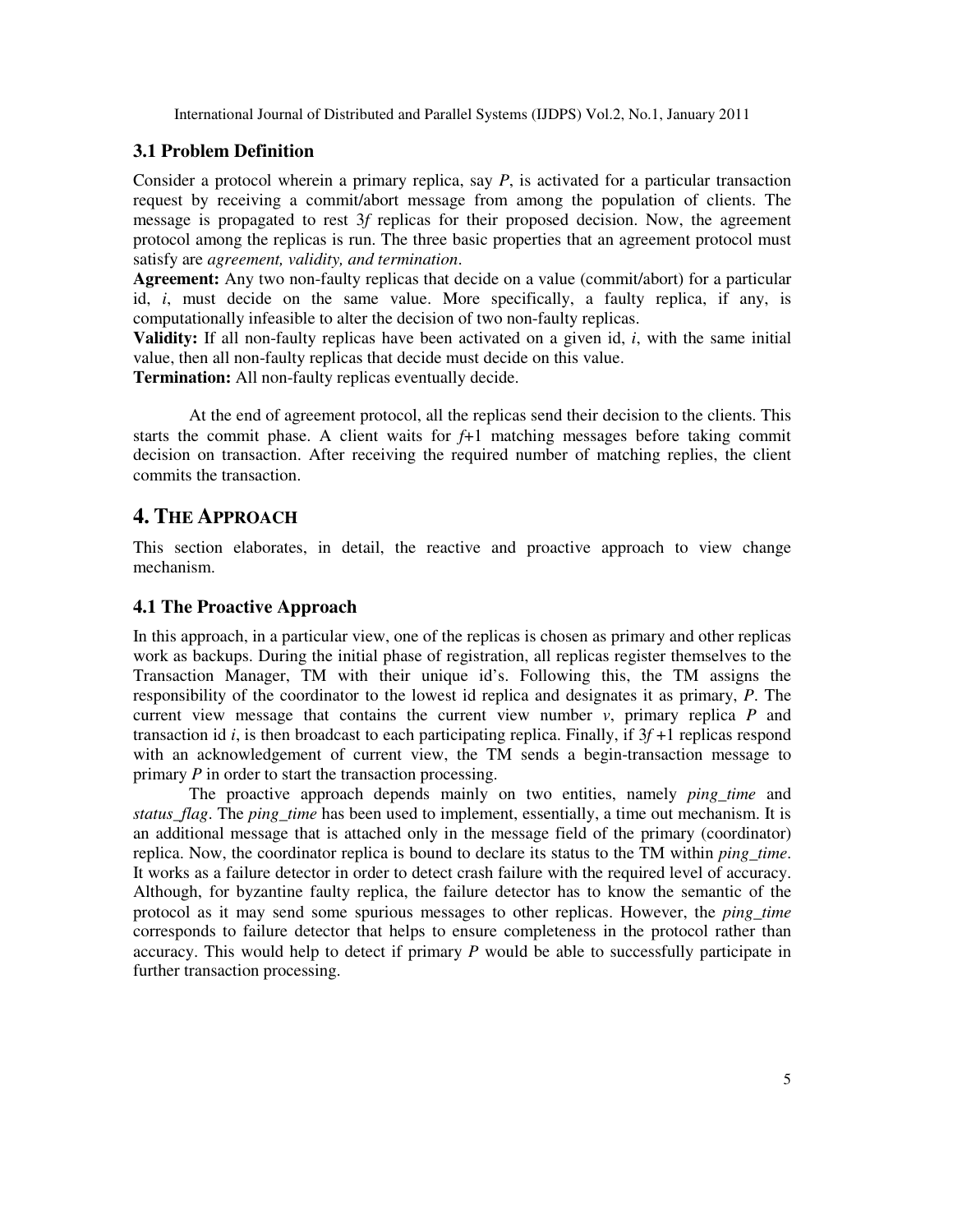### 3.1 Problem Definition

Consider a protocol wherein a primary replica, say $P$, is activated for a particular transaction request by receiving a commit/abort message from among the population of clients. The message is propagated to rest $3f$ replicas for their proposed decision. Now, the agreement protocol among the replicas is run. The three basic properties that an agreement protocol must satisfy are *agreement, validity, and termination*.

**Agreement:** Any two non-faulty replicas that decide on a value (commit/abort) for a particular id, $i$, must decide on the same value. More specifically, a faulty replica, if any, is computationally infeasible to alter the decision of two non-faulty replicas.

**Validity:** If all non-faulty replicas have been activated on a given id, $i$, with the same initial value, then all non-faulty replicas that decide must decide on this value.

**Termination:** All non-faulty replicas eventually decide.

At the end of agreement protocol, all the replicas send their decision to the clients. This starts the commit phase. A client waits for $f$+1 matching messages before taking commit decision on transaction. After receiving the required number of matching replies, the client commits the transaction.

## 4. THE APPROACH

This section elaborates, in detail, the reactive and proactive approach to view change mechanism.

### 4.1 The Proactive Approach

In this approach, in a particular view, one of the replicas is chosen as primary and other replicas work as backups. During the initial phase of registration, all replicas register themselves to the Transaction Manager, TM with their unique id's. Following this, the TM assigns the responsibility of the coordinator to the lowest id replica and designates it as primary, $P$. The current view message that contains the current view number $v$, primary replica $P$ and transaction id $i$, is then broadcast to each participating replica. Finally, if $3f$ +1 replicas respond with an acknowledgement of current view, the TM sends a begin-transaction message to primary $P$ in order to start the transaction processing.

The proactive approach depends mainly on two entities, namely *ping_time* and *status_flag*. The *ping_time* has been used to implement, essentially, a time out mechanism. It is an additional message that is attached only in the message field of the primary (coordinator) replica. Now, the coordinator replica is bound to declare its status to the TM within *ping_time*. It works as a failure detector in order to detect crash failure with the required level of accuracy. Although, for byzantine faulty replica, the failure detector has to know the semantic of the protocol as it may send some spurious messages to other replicas. However, the *ping_time* corresponds to failure detector that helps to ensure completeness in the protocol rather than accuracy. This would help to detect if primary $P$ would be able to successfully participate in further transaction processing.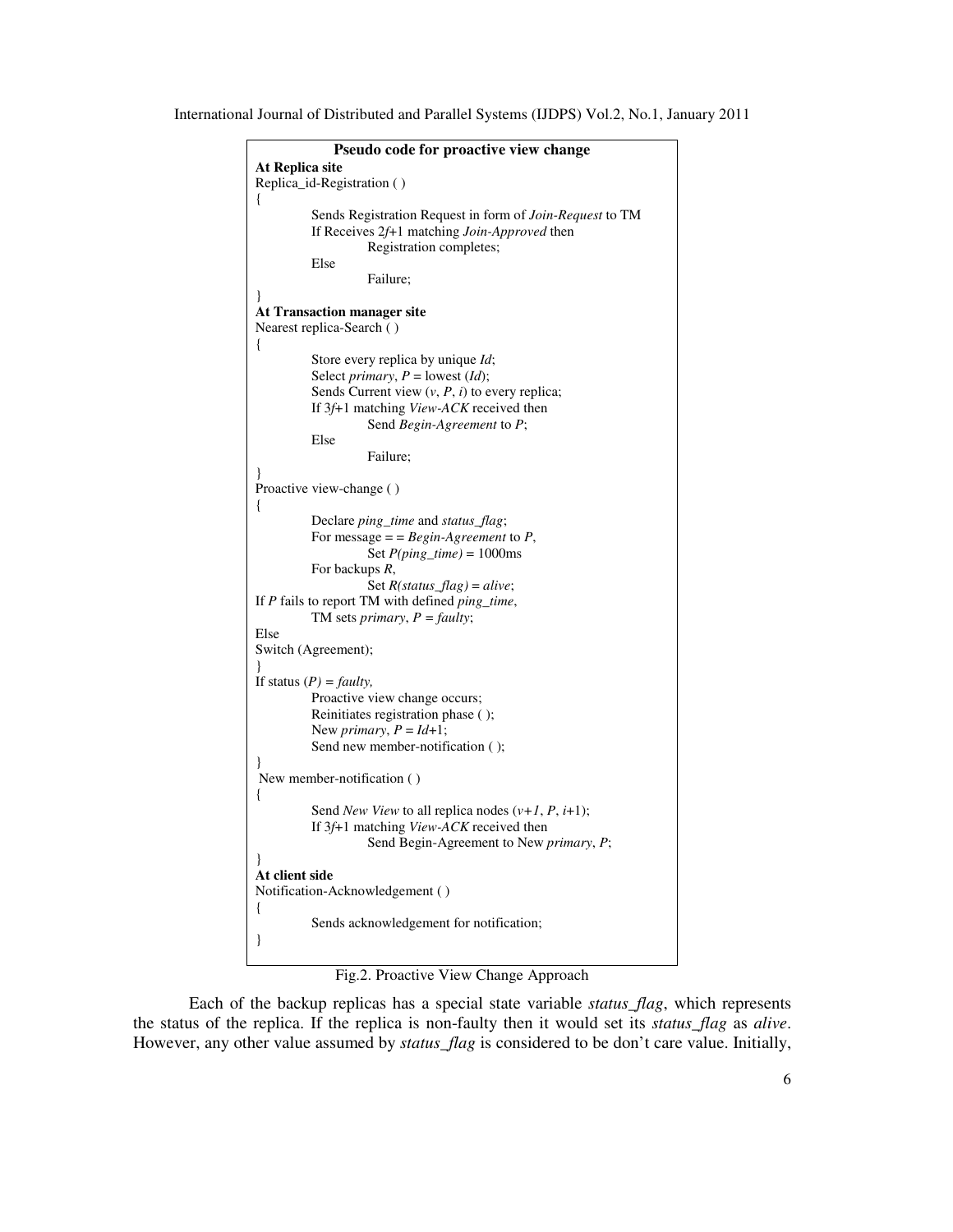```
Pseudo code for proactive view change
At Replica site
Replica_id-Registration ( )
{
        Sends Registration Request in form of Join-Request to TM
        If Receives 2f+1 matching Join-Approved then
                Registration completes;
        Else
                Failure;
}
At Transaction manager site
Nearest replica-Search ( )
{
        Store every replica by unique Id;
        Select primary, P = lowest (Id);
        Sends Current view (v, P, i) to every replica;
        If 3f+1 matching View-ACK received then
                Send Begin-Agreement to P;
        Else
                Failure;
}
Proactive view-change ( )
{
        Declare ping_time and status_flag;
        For message = = Begin-Agreement to P,
                Set P(ping_time) = 1000ms
        For backups R,
                Set R(status_flag) = alive;
If P fails to report TM with defined ping_time,
        TM sets primary, P = faulty;
Else
Switch (Agreement);
}
If status (P) = faulty,
        Proactive view change occurs;
        Reinitiates registration phase ( );
        New primary, P = Id+1;
        Send new member-notification ( );
}
 New member-notification ( )
{
        Send New View to all replica nodes (v+1, P, i+1);
        If 3f+1 matching View-ACK received then
                Send Begin-Agreement to New primary, P;
}
At client side
Notification-Acknowledgement ( )
{
        Sends acknowledgement for notification;
}
```

Fig.2. Proactive View Change Approach

Each of the backup replicas has a special state variable *status_flag*, which represents the status of the replica. If the replica is non-faulty then it would set its *status_flag* as *alive*. However, any other value assumed by *status_flag* is considered to be don't care value. Initially,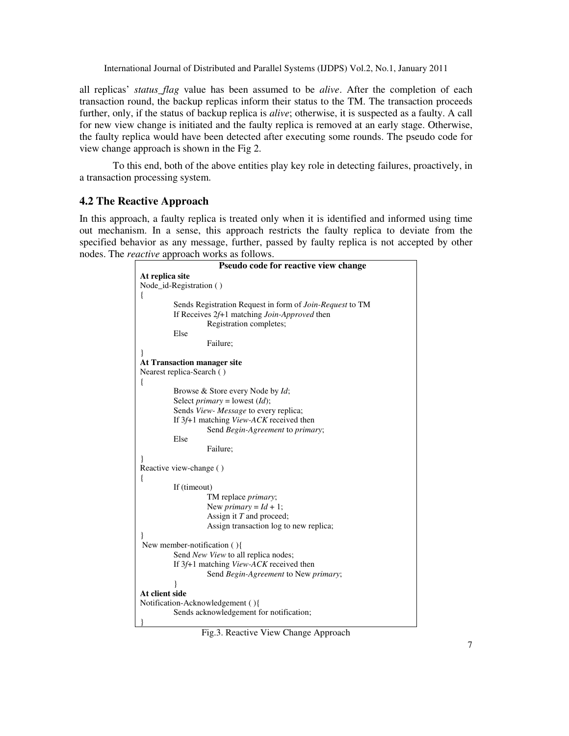all replicas' *status_flag* value has been assumed to be *alive*. After the completion of each transaction round, the backup replicas inform their status to the TM. The transaction proceeds further, only, if the status of backup replica is *alive*; otherwise, it is suspected as a faulty. A call for new view change is initiated and the faulty replica is removed at an early stage. Otherwise, the faulty replica would have been detected after executing some rounds. The pseudo code for view change approach is shown in the Fig 2.

To this end, both of the above entities play key role in detecting failures, proactively, in a transaction processing system.

## 4.2 The Reactive Approach

In this approach, a faulty replica is treated only when it is identified and informed using time out mechanism. In a sense, this approach restricts the faulty replica to deviate from the specified behavior as any message, further, passed by faulty replica is not accepted by other nodes. The *reactive* approach works as follows.

```
Pseudo code for reactive view change

At replica site
Node_id-Registration ( )
{
        Sends Registration Request in form of Join-Request to TM
        If Receives 2f+1 matching Join-Approved then
                Registration completes;
        Else
                Failure;
}
At Transaction manager site
Nearest replica-Search ( )
{
        Browse & Store every Node by Id;
        Select primary = lowest (Id);
        Sends View- Message to every replica;
        If 3f+1 matching View-ACK received then
                Send Begin-Agreement to primary;
        Else
                Failure;
}
Reactive view-change ( )
{
        If (timeout)
                TM replace primary;
                New primary = Id + 1;
                Assign it T and proceed;
                Assign transaction log to new replica;
}
 New member-notification ( ){
        Send New View to all replica nodes;
        If 3f+1 matching View-ACK received then
                Send Begin-Agreement to New primary;
        }
At client side
Notification-Acknowledgement ( ){
        Sends acknowledgement for notification;
}
```

Fig.3. Reactive View Change Approach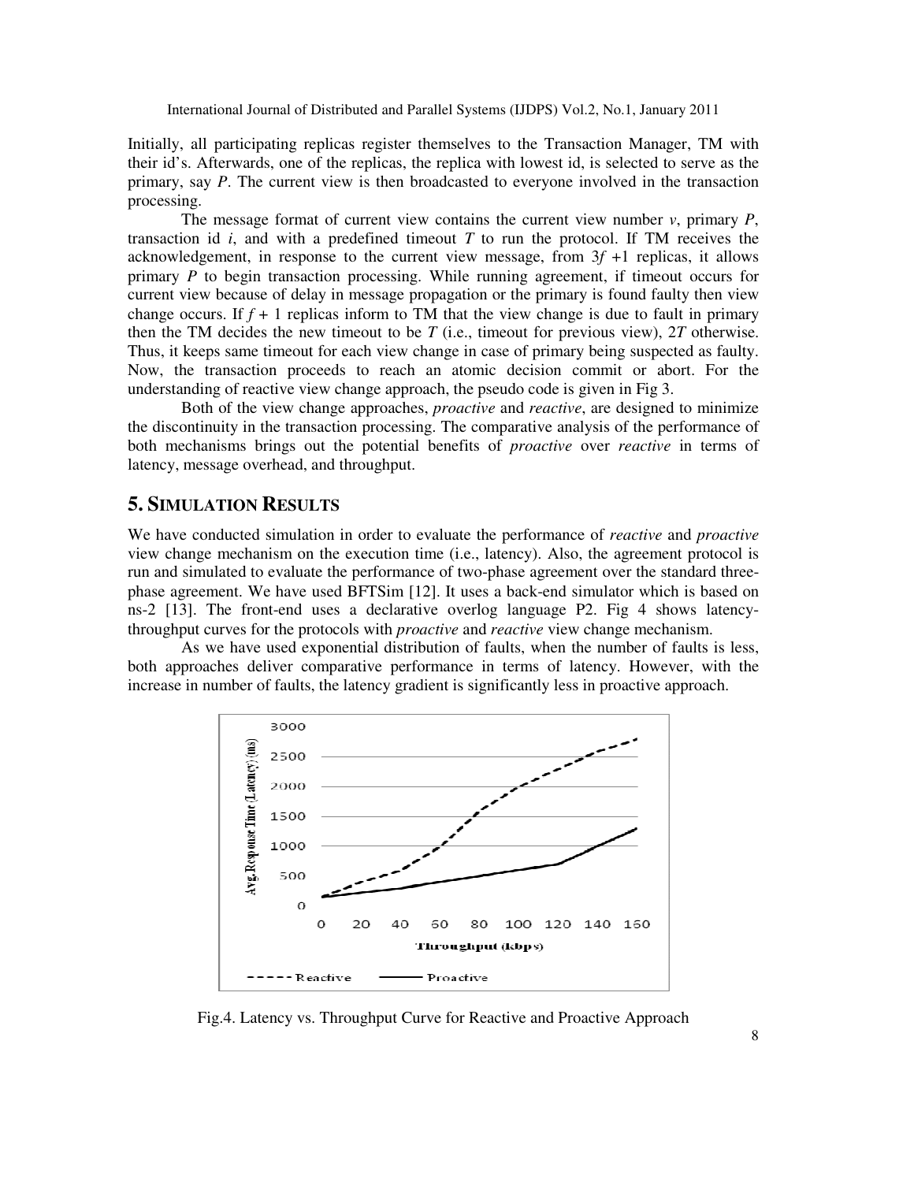Initially, all participating replicas register themselves to the Transaction Manager, TM with their id's. Afterwards, one of the replicas, the replica with lowest id, is selected to serve as the primary, say $P$. The current view is then broadcasted to everyone involved in the transaction processing.

The message format of current view contains the current view number $v$, primary $P$, transaction id $i$, and with a predefined timeout $T$ to run the protocol. If TM receives the acknowledgement, in response to the current view message, from $3f + 1$ replicas, it allows primary $P$ to begin transaction processing. While running agreement, if timeout occurs for current view because of delay in message propagation or the primary is found faulty then view change occurs. If $f + 1$ replicas inform to TM that the view change is due to fault in primary then the TM decides the new timeout to be $T$ (i.e., timeout for previous view), $2T$ otherwise. Thus, it keeps same timeout for each view change in case of primary being suspected as faulty. Now, the transaction proceeds to reach an atomic decision commit or abort. For the understanding of reactive view change approach, the pseudo code is given in Fig 3.

Both of the view change approaches, *proactive* and *reactive*, are designed to minimize the discontinuity in the transaction processing. The comparative analysis of the performance of both mechanisms brings out the potential benefits of *proactive* over *reactive* in terms of latency, message overhead, and throughput.

## 5. SIMULATION RESULTS

We have conducted simulation in order to evaluate the performance of *reactive* and *proactive* view change mechanism on the execution time (i.e., latency). Also, the agreement protocol is run and simulated to evaluate the performance of two-phase agreement over the standard three-phase agreement. We have used BFTSim [12]. It uses a back-end simulator which is based on ns-2 [13]. The front-end uses a declarative overlog language P2. Fig 4 shows latency-throughput curves for the protocols with *proactive* and *reactive* view change mechanism.

As we have used exponential distribution of faults, when the number of faults is less, both approaches deliver comparative performance in terms of latency. However, with the increase in number of faults, the latency gradient is significantly less in proactive approach.

Fig.4. Latency vs. Throughput Curve for Reactive and Proactive Approach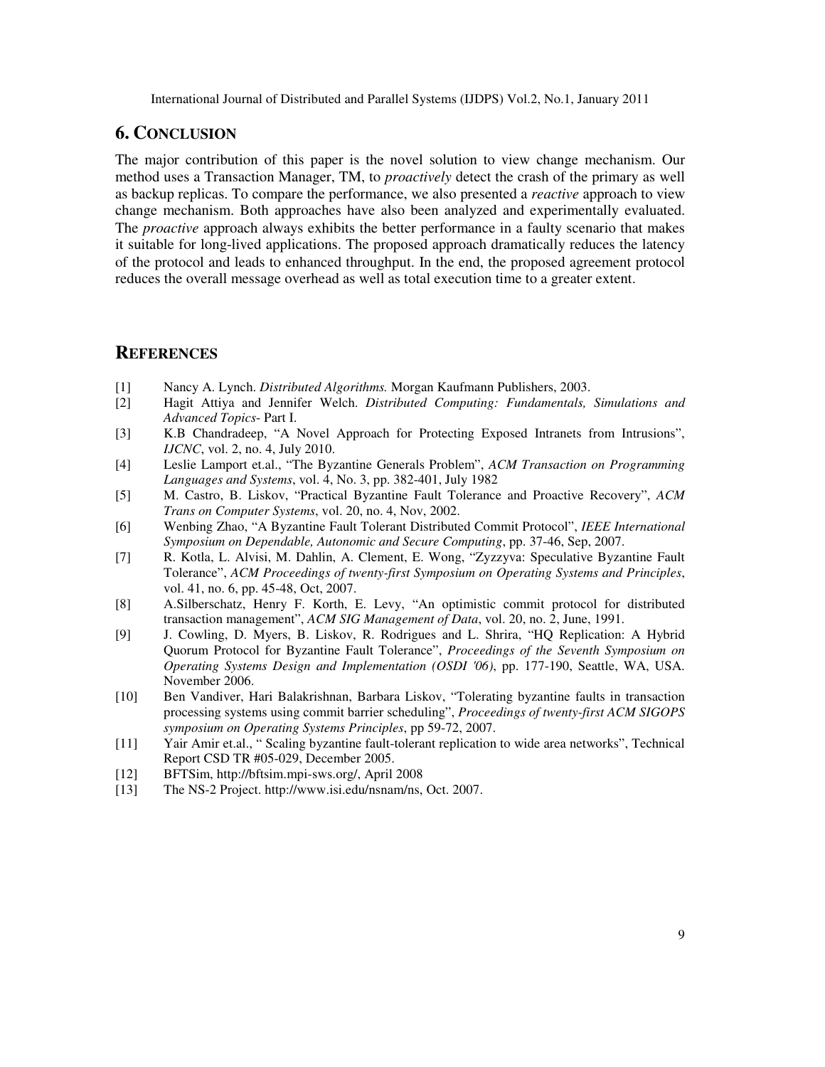## 6. CONCLUSION

The major contribution of this paper is the novel solution to view change mechanism. Our method uses a Transaction Manager, TM, to *proactively* detect the crash of the primary as well as backup replicas. To compare the performance, we also presented a *reactive* approach to view change mechanism. Both approaches have also been analyzed and experimentally evaluated. The *proactive* approach always exhibits the better performance in a faulty scenario that makes it suitable for long-lived applications. The proposed approach dramatically reduces the latency of the protocol and leads to enhanced throughput. In the end, the proposed agreement protocol reduces the overall message overhead as well as total execution time to a greater extent.

## REFERENCES

[1] Nancy A. Lynch. *Distributed Algorithms.* Morgan Kaufmann Publishers, 2003.

[2] Hagit Attiya and Jennifer Welch. *Distributed Computing: Fundamentals, Simulations and Advanced Topics*- Part I.

[3] K.B Chandradeep, "A Novel Approach for Protecting Exposed Intranets from Intrusions", *IJCNC*, vol. 2, no. 4, July 2010.

[4] Leslie Lamport et.al., "The Byzantine Generals Problem", *ACM Transaction on Programming Languages and Systems*, vol. 4, No. 3, pp. 382-401, July 1982

[5] M. Castro, B. Liskov, "Practical Byzantine Fault Tolerance and Proactive Recovery", *ACM Trans on Computer Systems*, vol. 20, no. 4, Nov, 2002.

[6] Wenbing Zhao, "A Byzantine Fault Tolerant Distributed Commit Protocol", *IEEE International Symposium on Dependable, Autonomic and Secure Computing*, pp. 37-46, Sep, 2007.

[7] R. Kotla, L. Alvisi, M. Dahlin, A. Clement, E. Wong, "Zyzzyva: Speculative Byzantine Fault Tolerance", *ACM Proceedings of twenty-first Symposium on Operating Systems and Principles*, vol. 41, no. 6, pp. 45-48, Oct, 2007.

[8] A.Silberschatz, Henry F. Korth, E. Levy, "An optimistic commit protocol for distributed transaction management", *ACM SIG Management of Data*, vol. 20, no. 2, June, 1991.

[9] J. Cowling, D. Myers, B. Liskov, R. Rodrigues and L. Shrira, "HQ Replication: A Hybrid Quorum Protocol for Byzantine Fault Tolerance", *Proceedings of the Seventh Symposium on Operating Systems Design and Implementation (OSDI '06)*, pp. 177-190, Seattle, WA, USA. November 2006.

[10] Ben Vandiver, Hari Balakrishnan, Barbara Liskov, "Tolerating byzantine faults in transaction processing systems using commit barrier scheduling", *Proceedings of twenty-first ACM SIGOPS symposium on Operating Systems Principles*, pp 59-72, 2007.

[11] Yair Amir et.al., " Scaling byzantine fault-tolerant replication to wide area networks", Technical Report CSD TR #05-029, December 2005.

[12] BFTSim, http://bftsim.mpi-sws.org/, April 2008

[13] The NS-2 Project. http://www.isi.edu/nsnam/ns, Oct. 2007.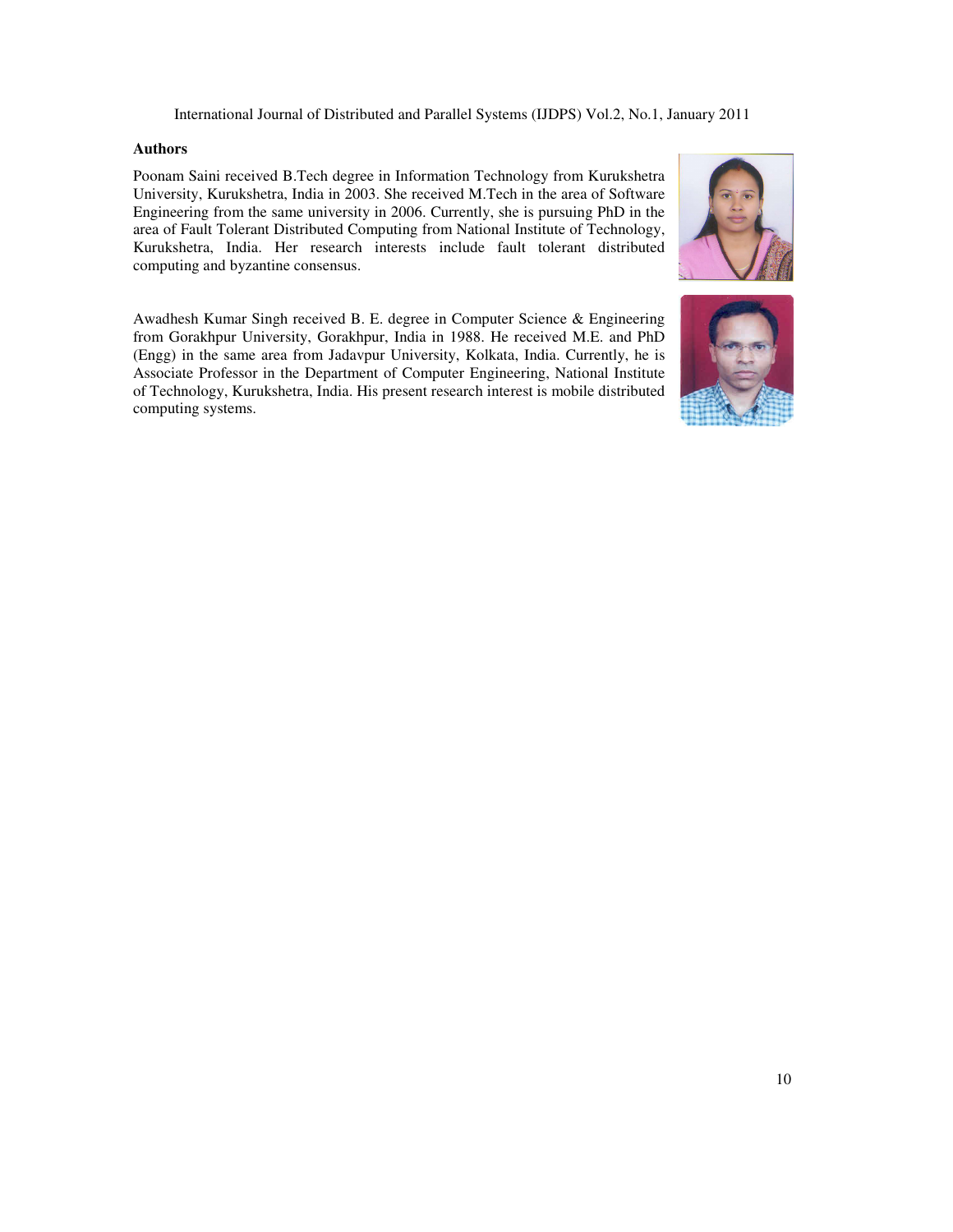**Authors**

Poonam Saini received B.Tech degree in Information Technology from Kurukshetra University, Kurukshetra, India in 2003. She received M.Tech in the area of Software Engineering from the same university in 2006. Currently, she is pursuing PhD in the area of Fault Tolerant Distributed Computing from National Institute of Technology, Kurukshetra, India. Her research interests include fault tolerant distributed computing and byzantine consensus.

Awadhesh Kumar Singh received B. E. degree in Computer Science & Engineering from Gorakhpur University, Gorakhpur, India in 1988. He received M.E. and PhD (Engg) in the same area from Jadavpur University, Kolkata, India. Currently, he is Associate Professor in the Department of Computer Engineering, National Institute of Technology, Kurukshetra, India. His present research interest is mobile distributed computing systems.